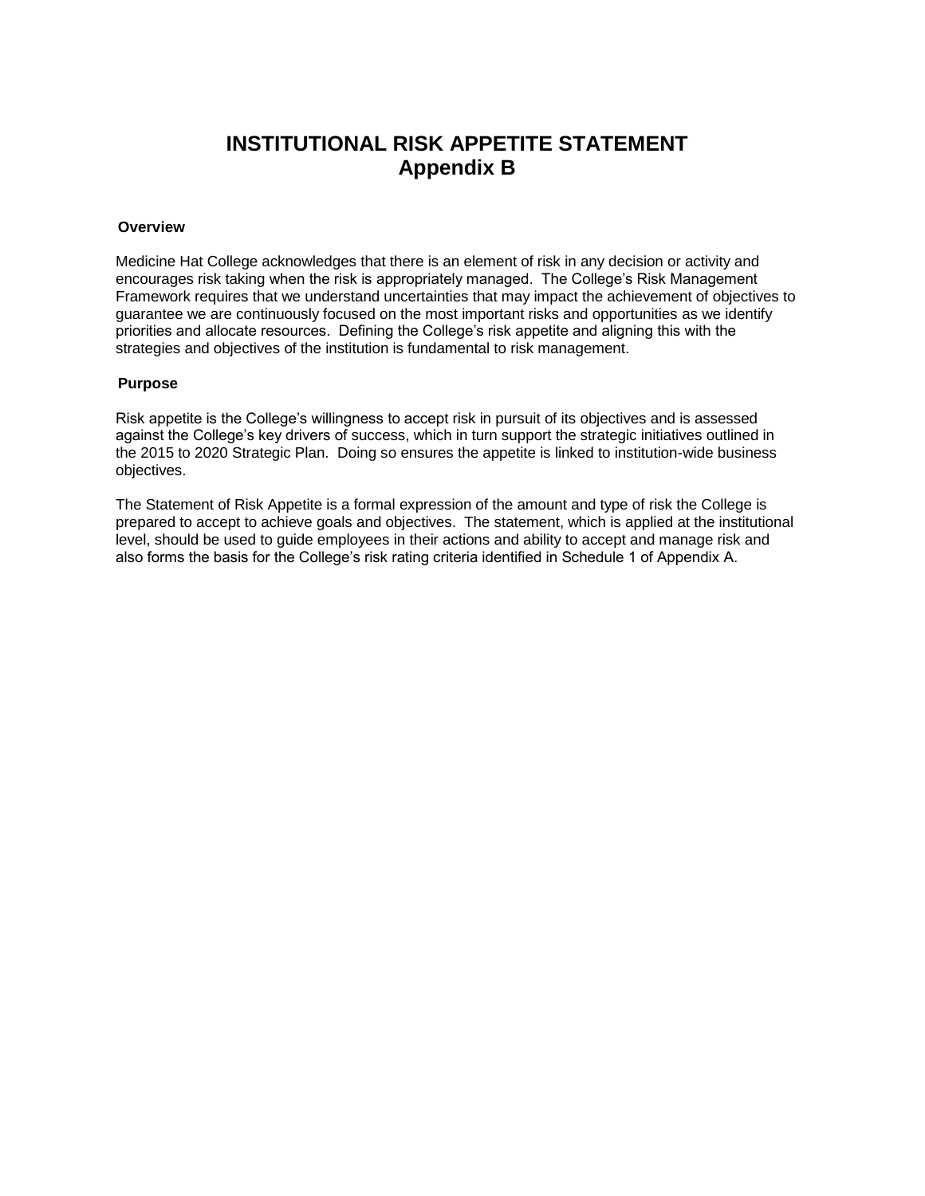# INSTITUTIONAL RISK APPETITE STATEMENT
# Appendix B

## Overview

Medicine Hat College acknowledges that there is an element of risk in any decision or activity and encourages risk taking when the risk is appropriately managed. The College's Risk Management Framework requires that we understand uncertainties that may impact the achievement of objectives to guarantee we are continuously focused on the most important risks and opportunities as we identify priorities and allocate resources. Defining the College's risk appetite and aligning this with the strategies and objectives of the institution is fundamental to risk management.

## Purpose

Risk appetite is the College's willingness to accept risk in pursuit of its objectives and is assessed against the College's key drivers of success, which in turn support the strategic initiatives outlined in the 2015 to 2020 Strategic Plan. Doing so ensures the appetite is linked to institution-wide business objectives.

The Statement of Risk Appetite is a formal expression of the amount and type of risk the College is prepared to accept to achieve goals and objectives. The statement, which is applied at the institutional level, should be used to guide employees in their actions and ability to accept and manage risk and also forms the basis for the College's risk rating criteria identified in Schedule 1 of Appendix A.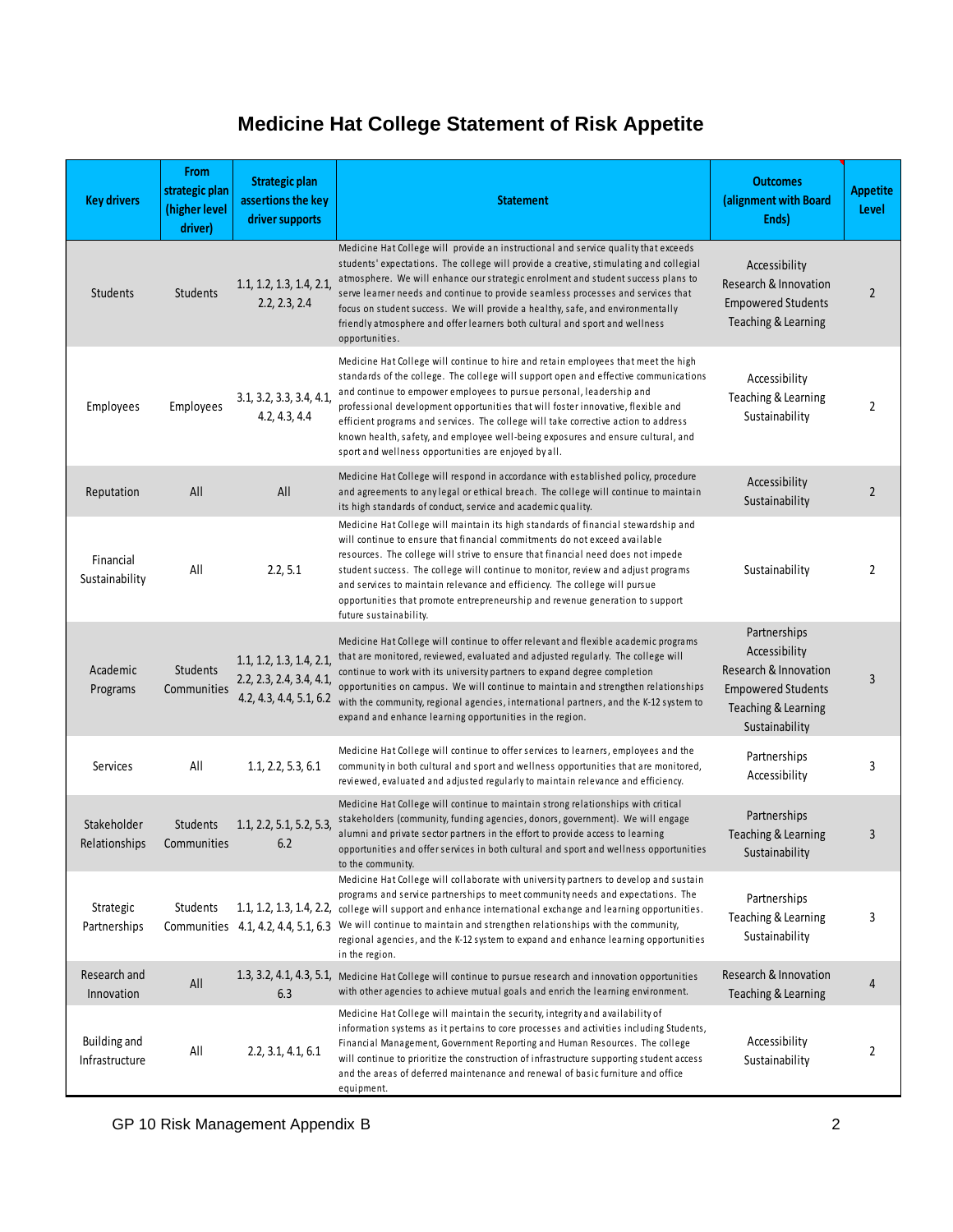# Medicine Hat College Statement of Risk Appetite

| Key drivers | From strategic plan (higher level driver) | Strategic plan assertions the key driver supports | Statement | Outcomes (alignment with Board Ends) | Appetite Level |
|---|---|---|---|---|---|
| Students | Students | 1.1, 1.2, 1.3, 1.4, 2.1, 2.2, 2.3, 2.4 | Medicine Hat College will provide an instructional and service quality that exceeds students' expectations. The college will provide a creative, stimulating and collegial atmosphere. We will enhance our strategic enrolment and student success plans to serve learner needs and continue to provide seamless processes and services that focus on student success. We will provide a healthy, safe, and environmentally friendly atmosphere and offer learners both cultural and sport and wellness opportunities. | Accessibility<br>Research & Innovation<br>Empowered Students<br>Teaching & Learning | 2 |
| Employees | Employees | 3.1, 3.2, 3.3, 3.4, 4.1, 4.2, 4.3, 4.4 | Medicine Hat College will continue to hire and retain employees that meet the high standards of the college. The college will support open and effective communications and continue to empower employees to pursue personal, leadership and professional development opportunities that will foster innovative, flexible and efficient programs and services. The college will take corrective action to address known health, safety, and employee well-being exposures and ensure cultural, and sport and wellness opportunities are enjoyed by all. | Accessibility<br>Teaching & Learning<br>Sustainability | 2 |
| Reputation | All | All | Medicine Hat College will respond in accordance with established policy, procedure and agreements to any legal or ethical breach. The college will continue to maintain its high standards of conduct, service and academic quality. | Accessibility<br>Sustainability | 2 |
| Financial Sustainability | All | 2.2, 5.1 | Medicine Hat College will maintain its high standards of financial stewardship and will continue to ensure that financial commitments do not exceed available resources. The college will strive to ensure that financial need does not impede student success. The college will continue to monitor, review and adjust programs and services to maintain relevance and efficiency. The college will pursue opportunities that promote entrepreneurship and revenue generation to support future sustainability. | Sustainability | 2 |
| Academic Programs | Students<br>Communities | 1.1, 1.2, 1.3, 1.4, 2.1, 2.2, 2.3, 2.4, 3.4, 4.1, 4.2, 4.3, 4.4, 5.1, 6.2 | Medicine Hat College will continue to offer relevant and flexible academic programs that are monitored, reviewed, evaluated and adjusted regularly. The college will continue to work with its university partners to expand degree completion opportunities on campus. We will continue to maintain and strengthen relationships with the community, regional agencies, international partners, and the K-12 system to expand and enhance learning opportunities in the region. | Partnerships<br>Accessibility<br>Research & Innovation<br>Empowered Students<br>Teaching & Learning<br>Sustainability | 3 |
| Services | All | 1.1, 2.2, 5.3, 6.1 | Medicine Hat College will continue to offer services to learners, employees and the community in both cultural and sport and wellness opportunities that are monitored, reviewed, evaluated and adjusted regularly to maintain relevance and efficiency. | Partnerships<br>Accessibility | 3 |
| Stakeholder Relationships | Students<br>Communities | 1.1, 2.2, 5.1, 5.2, 5.3, 6.2 | Medicine Hat College will continue to maintain strong relationships with critical stakeholders (community, funding agencies, donors, government). We will engage alumni and private sector partners in the effort to provide access to learning opportunities and offer services in both cultural and sport and wellness opportunities to the community. | Partnerships<br>Teaching & Learning<br>Sustainability | 3 |
| Strategic Partnerships | Students<br>Communities | 1.1, 1.2, 1.3, 1.4, 2.2, 4.1, 4.2, 4.4, 5.1, 6.3 | Medicine Hat College will collaborate with university partners to develop and sustain programs and service partnerships to meet community needs and expectations. The college will support and enhance international exchange and learning opportunities. We will continue to maintain and strengthen relationships with the community, regional agencies, and the K-12 system to expand and enhance learning opportunities in the region. | Partnerships<br>Teaching & Learning<br>Sustainability | 3 |
| Research and Innovation | All | 1.3, 3.2, 4.1, 4.3, 5.1, 6.3 | Medicine Hat College will continue to pursue research and innovation opportunities with other agencies to achieve mutual goals and enrich the learning environment. | Research & Innovation<br>Teaching & Learning | 4 |
| Building and Infrastructure | All | 2.2, 3.1, 4.1, 6.1 | Medicine Hat College will maintain the security, integrity and availability of information systems as it pertains to core processes and activities including Students, Financial Management, Government Reporting and Human Resources. The college will continue to prioritize the construction of infrastructure supporting student access and the areas of deferred maintenance and renewal of basic furniture and office equipment. | Accessibility<br>Sustainability | 2 |

GP 10 Risk Management Appendix B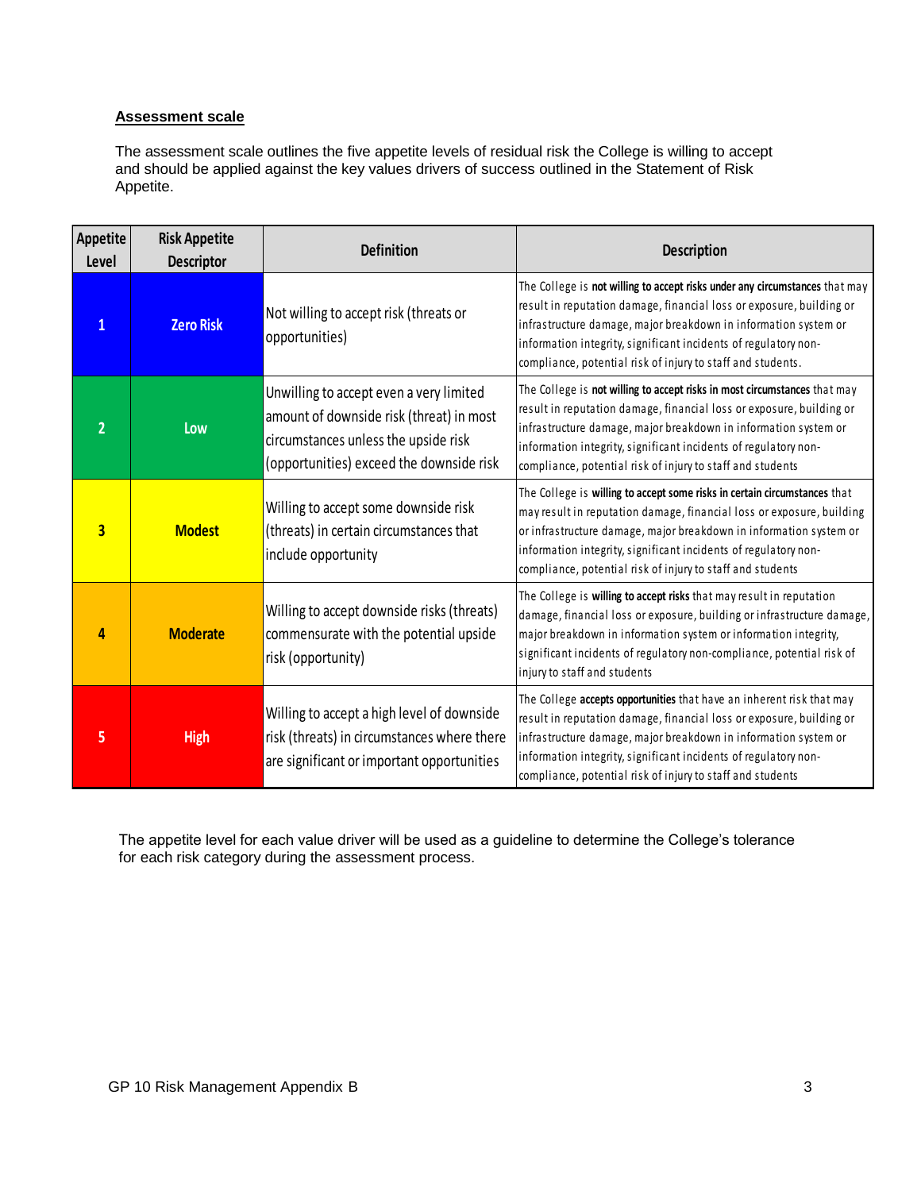**Assessment scale**

The assessment scale outlines the five appetite levels of residual risk the College is willing to accept and should be applied against the key values drivers of success outlined in the Statement of Risk Appetite.

| Appetite Level | Risk Appetite Descriptor | Definition | Description |
|---|---|---|---|
| 1 | Zero Risk | Not willing to accept risk (threats or opportunities) | The College is **not willing to accept risks under any circumstances** that may result in reputation damage, financial loss or exposure, building or infrastructure damage, major breakdown in information system or information integrity, significant incidents of regulatory non-compliance, potential risk of injury to staff and students. |
| 2 | Low | Unwilling to accept even a very limited amount of downside risk (threat) in most circumstances unless the upside risk (opportunities) exceed the downside risk | The College is **not willing to accept risks in most circumstances** that may result in reputation damage, financial loss or exposure, building or infrastructure damage, major breakdown in information system or information integrity, significant incidents of regulatory non-compliance, potential risk of injury to staff and students |
| 3 | Modest | Willing to accept some downside risk (threats) in certain circumstances that include opportunity | The College is **willing to accept some risks in certain circumstances** that may result in reputation damage, financial loss or exposure, building or infrastructure damage, major breakdown in information system or information integrity, significant incidents of regulatory non-compliance, potential risk of injury to staff and students |
| 4 | Moderate | Willing to accept downside risks (threats) commensurate with the potential upside risk (opportunity) | The College is **willing to accept risks** that may result in reputation damage, financial loss or exposure, building or infrastructure damage, major breakdown in information system or information integrity, significant incidents of regulatory non-compliance, potential risk of injury to staff and students |
| 5 | High | Willing to accept a high level of downside risk (threats) in circumstances where there are significant or important opportunities | The College **accepts opportunities** that have an inherent risk that may result in reputation damage, financial loss or exposure, building or infrastructure damage, major breakdown in information system or information integrity, significant incidents of regulatory non-compliance, potential risk of injury to staff and students |

The appetite level for each value driver will be used as a guideline to determine the College's tolerance for each risk category during the assessment process.